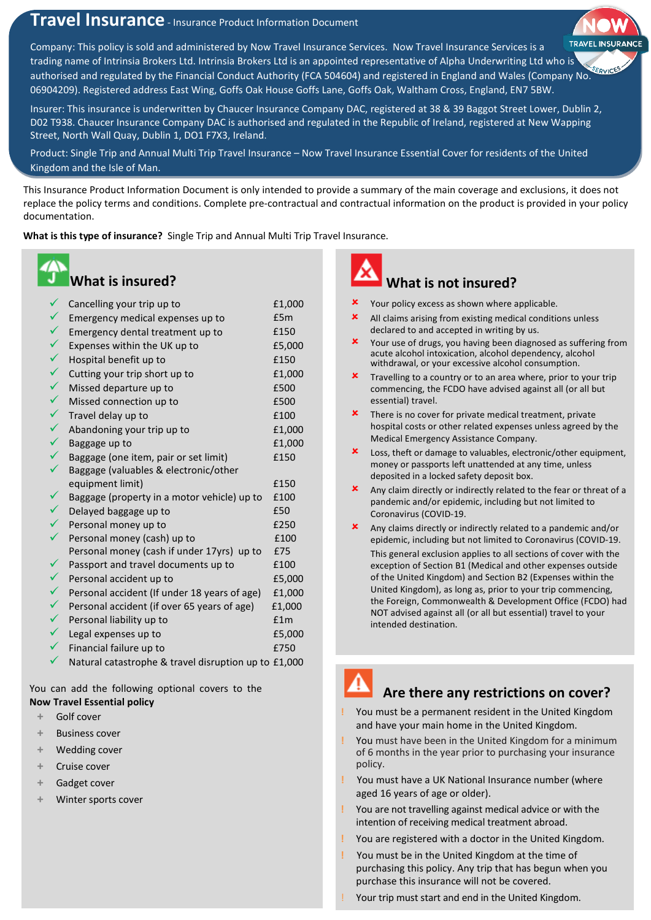# Travel Insurance - Insurance Product Information Document

Company: This policy is sold and administered by Now Travel Insurance Services. Now Travel Insurance Services is a trading name of Intrinsia Brokers Ltd. Intrinsia Brokers Ltd is an appointed representative of Alpha Underwriting Ltd who is authorised and regulated by the Financial Conduct Authority (FCA 504604) and registered in England and Wales (Company No. 06904209). Registered address East Wing, Goffs Oak House Goffs Lane, Goffs Oak, Waltham Cross, England, EN7 5BW.

Insurer: This insurance is underwritten by Chaucer Insurance Company DAC, registered at 38 & 39 Baggot Street Lower, Dublin 2, D02 T938. Chaucer Insurance Company DAC is authorised and regulated in the Republic of Ireland, registered at New Wapping Street, North Wall Quay, Dublin 1, DO1 F7X3, Ireland.

Product: Single Trip and Annual Multi Trip Travel Insurance – Now Travel Insurance Essential Cover for residents of the United Kingdom and the Isle of Man.

This Insurance Product Information Document is only intended to provide a summary of the main coverage and exclusions, it does not replace the policy terms and conditions. Complete pre-contractual and contractual information on the product is provided in your policy documentation.

**What is this type of insurance?** Single Trip and Annual Multi Trip Travel Insurance.

## What is insured?

| | |
|---|---|
| ✓ Cancelling your trip up to | £1,000 |
| ✓ Emergency medical expenses up to | £5m |
| ✓ Emergency dental treatment up to | £150 |
| ✓ Expenses within the UK up to | £5,000 |
| ✓ Hospital benefit up to | £150 |
| ✓ Cutting your trip short up to | £1,000 |
| ✓ Missed departure up to | £500 |
| ✓ Missed connection up to | £500 |
| ✓ Travel delay up to | £100 |
| ✓ Abandoning your trip up to | £1,000 |
| ✓ Baggage up to | £1,000 |
| ✓ Baggage (one item, pair or set limit) | £150 |
| ✓ Baggage (valuables & electronic/other equipment limit) | £150 |
| ✓ Baggage (property in a motor vehicle) up to | £100 |
| ✓ Delayed baggage up to | £50 |
| ✓ Personal money up to | £250 |
| ✓ Personal money (cash) up to | £100 |
| Personal money (cash if under 17yrs) up to | £75 |
| ✓ Passport and travel documents up to | £100 |
| ✓ Personal accident up to | £5,000 |
| ✓ Personal accident (If under 18 years of age) | £1,000 |
| ✓ Personal accident (if over 65 years of age) | £1,000 |
| ✓ Personal liability up to | £1m |
| ✓ Legal expenses up to | £5,000 |
| ✓ Financial failure up to | £750 |
| ✓ Natural catastrophe & travel disruption up to | £1,000 |

You can add the following optional covers to the **Now Travel Essential policy**

- Golf cover
- Business cover
- Wedding cover
- Cruise cover
- Gadget cover
- Winter sports cover

## What is not insured?

- ✗ Your policy excess as shown where applicable.
- ✗ All claims arising from existing medical conditions unless declared to and accepted in writing by us.
- ✗ Your use of drugs, you having been diagnosed as suffering from acute alcohol intoxication, alcohol dependency, alcohol withdrawal, or your excessive alcohol consumption.
- ✗ Travelling to a country or to an area where, prior to your trip commencing, the FCDO have advised against all (or all but essential) travel.
- ✗ There is no cover for private medical treatment, private hospital costs or other related expenses unless agreed by the Medical Emergency Assistance Company.
- ✗ Loss, theft or damage to valuables, electronic/other equipment, money or passports left unattended at any time, unless deposited in a locked safety deposit box.
- ✗ Any claim directly or indirectly related to the fear or threat of a pandemic and/or epidemic, including but not limited to Coronavirus (COVID-19.
- ✗ Any claims directly or indirectly related to a pandemic and/or epidemic, including but not limited to Coronavirus (COVID-19.

  This general exclusion applies to all sections of cover with the exception of Section B1 (Medical and other expenses outside of the United Kingdom) and Section B2 (Expenses within the United Kingdom), as long as, prior to your trip commencing, the Foreign, Commonwealth & Development Office (FCDO) had NOT advised against all (or all but essential) travel to your intended destination.

## Are there any restrictions on cover?

- ! You must be a permanent resident in the United Kingdom and have your main home in the United Kingdom.
- ! You must have been in the United Kingdom for a minimum of 6 months in the year prior to purchasing your insurance policy.
- ! You must have a UK National Insurance number (where aged 16 years of age or older).
- ! You are not travelling against medical advice or with the intention of receiving medical treatment abroad.
- ! You are registered with a doctor in the United Kingdom.
- ! You must be in the United Kingdom at the time of purchasing this policy. Any trip that has begun when you purchase this insurance will not be covered.
- ! Your trip must start and end in the United Kingdom.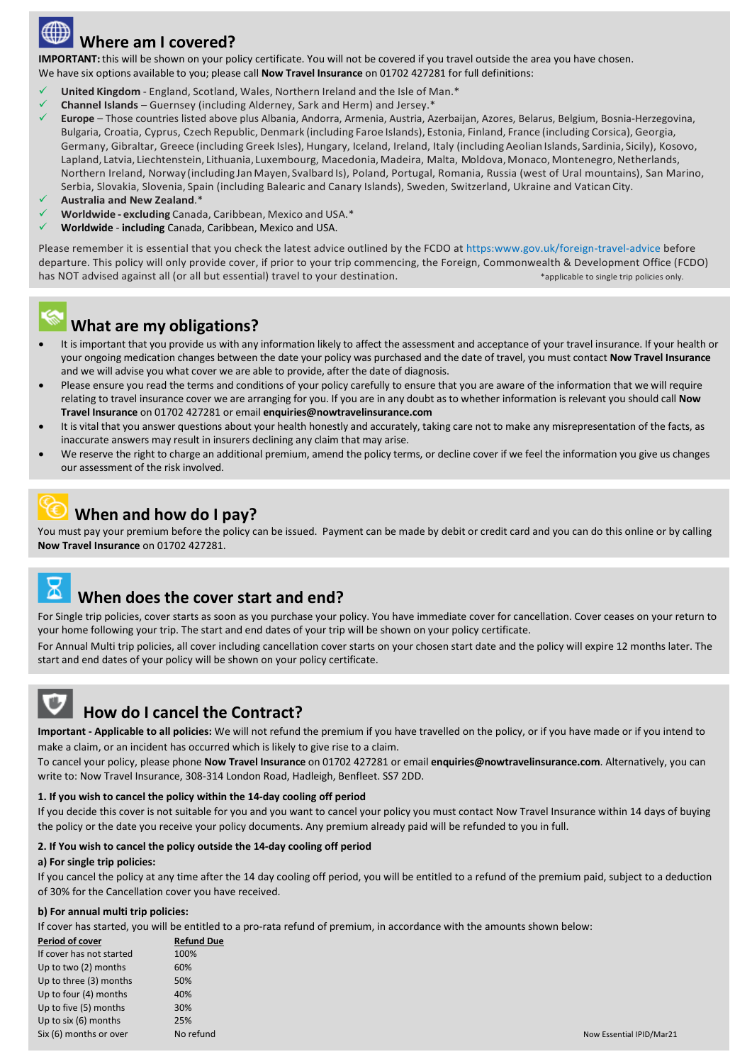## Where am I covered?

**IMPORTANT:** this will be shown on your policy certificate. You will not be covered if you travel outside the area you have chosen.
We have six options available to you; please call **Now Travel Insurance** on 01702 427281 for full definitions:

- ✓ **United Kingdom** - England, Scotland, Wales, Northern Ireland and the Isle of Man.*
- ✓ **Channel Islands** – Guernsey (including Alderney, Sark and Herm) and Jersey.*
- ✓ **Europe** – Those countries listed above plus Albania, Andorra, Armenia, Austria, Azerbaijan, Azores, Belarus, Belgium, Bosnia-Herzegovina, Bulgaria, Croatia, Cyprus, Czech Republic, Denmark (including Faroe Islands), Estonia, Finland, France (including Corsica), Georgia, Germany, Gibraltar, Greece (including Greek Isles), Hungary, Iceland, Ireland, Italy (including Aeolian Islands, Sardinia, Sicily), Kosovo, Lapland, Latvia, Liechtenstein, Lithuania, Luxembourg, Macedonia, Madeira, Malta, Moldova, Monaco, Montenegro, Netherlands, Northern Ireland, Norway (including Jan Mayen, Svalbard Is), Poland, Portugal, Romania, Russia (west of Ural mountains), San Marino, Serbia, Slovakia, Slovenia, Spain (including Balearic and Canary Islands), Sweden, Switzerland, Ukraine and Vatican City.
- ✓ **Australia and New Zealand**.*
- ✓ **Worldwide - excluding** Canada, Caribbean, Mexico and USA.*
- ✓ **Worldwide - including** Canada, Caribbean, Mexico and USA.

Please remember it is essential that you check the latest advice outlined by the FCDO at https:www.gov.uk/foreign-travel-advice before departure. This policy will only provide cover, if prior to your trip commencing, the Foreign, Commonwealth & Development Office (FCDO) has NOT advised against all (or all but essential) travel to your destination.

*applicable to single trip policies only.

## What are my obligations?

- It is important that you provide us with any information likely to affect the assessment and acceptance of your travel insurance. If your health or your ongoing medication changes between the date your policy was purchased and the date of travel, you must contact **Now Travel Insurance** and we will advise you what cover we are able to provide, after the date of diagnosis.
- Please ensure you read the terms and conditions of your policy carefully to ensure that you are aware of the information that we will require relating to travel insurance cover we are arranging for you. If you are in any doubt as to whether information is relevant you should call **Now Travel Insurance** on 01702 427281 or email **enquiries@nowtravelinsurance.com**
- It is vital that you answer questions about your health honestly and accurately, taking care not to make any misrepresentation of the facts, as inaccurate answers may result in insurers declining any claim that may arise.
- We reserve the right to charge an additional premium, amend the policy terms, or decline cover if we feel the information you give us changes our assessment of the risk involved.

## When and how do I pay?

You must pay your premium before the policy can be issued. Payment can be made by debit or credit card and you can do this online or by calling **Now Travel Insurance** on 01702 427281.

## When does the cover start and end?

For Single trip policies, cover starts as soon as you purchase your policy. You have immediate cover for cancellation. Cover ceases on your return to your home following your trip. The start and end dates of your trip will be shown on your policy certificate.

For Annual Multi trip policies, all cover including cancellation cover starts on your chosen start date and the policy will expire 12 months later. The start and end dates of your policy will be shown on your policy certificate.

## How do I cancel the Contract?

**Important - Applicable to all policies:** We will not refund the premium if you have travelled on the policy, or if you have made or if you intend to make a claim, or an incident has occurred which is likely to give rise to a claim.

To cancel your policy, please phone **Now Travel Insurance** on 01702 427281 or email **enquiries@nowtravelinsurance.com**. Alternatively, you can write to: Now Travel Insurance, 308-314 London Road, Hadleigh, Benfleet. SS7 2DD.

**1. If you wish to cancel the policy within the 14-day cooling off period**

If you decide this cover is not suitable for you and you want to cancel your policy you must contact Now Travel Insurance within 14 days of buying the policy or the date you receive your policy documents. Any premium already paid will be refunded to you in full.

**2. If You wish to cancel the policy outside the 14-day cooling off period**

**a) For single trip policies:**

If you cancel the policy at any time after the 14 day cooling off period, you will be entitled to a refund of the premium paid, subject to a deduction of 30% for the Cancellation cover you have received.

**b) For annual multi trip policies:**

If cover has started, you will be entitled to a pro-rata refund of premium, in accordance with the amounts shown below:

| Period of cover | Refund Due |
| --- | --- |
| If cover has not started | 100% |
| Up to two (2) months | 60% |
| Up to three (3) months | 50% |
| Up to four (4) months | 40% |
| Up to five (5) months | 30% |
| Up to six (6) months | 25% |
| Six (6) months or over | No refund |

Now Essential IPID/Mar21